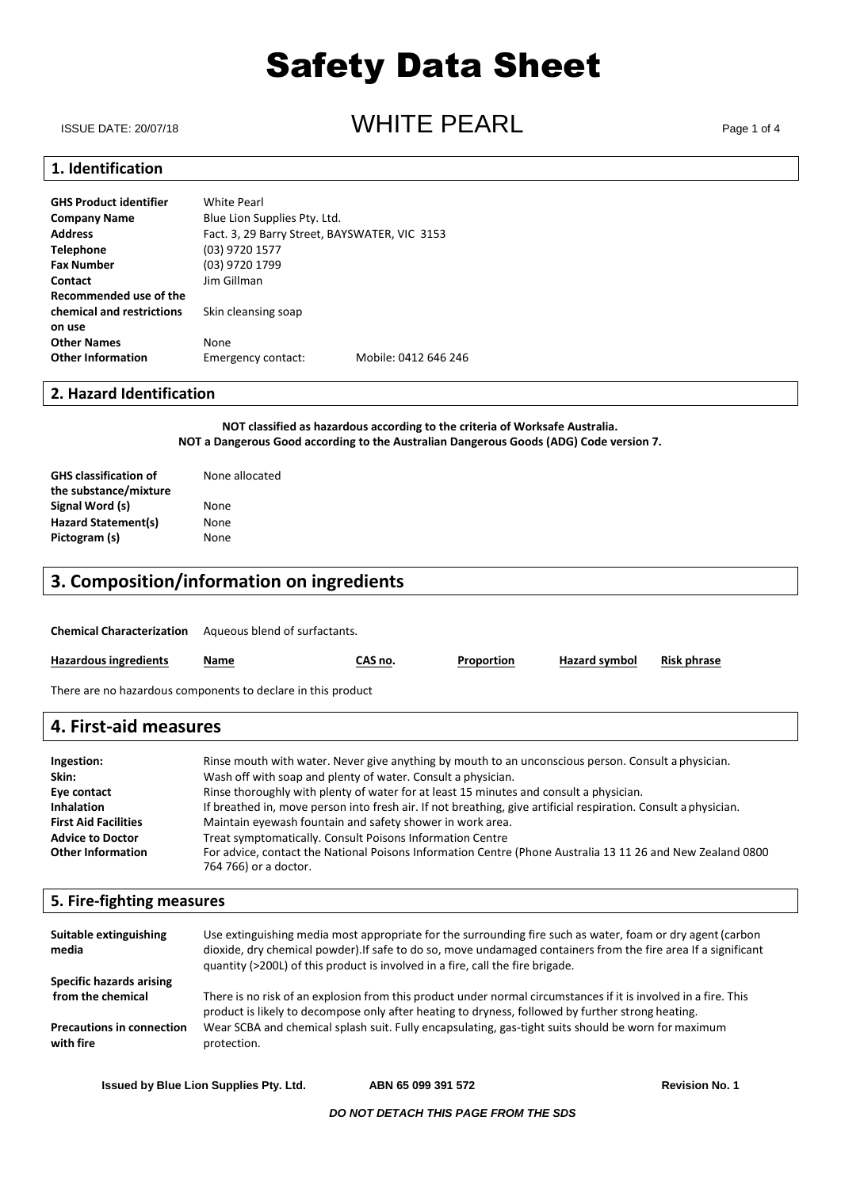# Safety Data Sheet

ISSUE DATE: 20/07/18

# WHITE PEARL

## 1. Identification

| | | |
|---|---|---|
| **GHS Product identifier** | White Pearl | |
| **Company Name** | Blue Lion Supplies Pty. Ltd. | |
| **Address** | Fact. 3, 29 Barry Street, BAYSWATER, VIC 3153 | |
| **Telephone** | (03) 9720 1577 | |
| **Fax Number** | (03) 9720 1799 | |
| **Contact** | Jim Gillman | |
| **Recommended use of the chemical and restrictions on use** | Skin cleansing soap | |
| **Other Names** | None | |
| **Other Information** | Emergency contact: | Mobile: 0412 646 246 |

## 2. Hazard Identification

**NOT classified as hazardous according to the criteria of Worksafe Australia.**
**NOT a Dangerous Good according to the Australian Dangerous Goods (ADG) Code version 7.**

| | |
|---|---|
| **GHS classification of the substance/mixture** | None allocated |
| **Signal Word (s)** | None |
| **Hazard Statement(s)** | None |
| **Pictogram (s)** | None |

## 3. Composition/information on ingredients

**Chemical Characterization** Aqueous blend of surfactants.

| **Hazardous ingredients** | **Name** | **CAS no.** | **Proportion** | **Hazard symbol** | **Risk phrase** |
|---|---|---|---|---|---|

There are no hazardous components to declare in this product

## 4. First-aid measures

| | |
|---|---|
| **Ingestion:** | Rinse mouth with water. Never give anything by mouth to an unconscious person. Consult a physician. |
| **Skin:** | Wash off with soap and plenty of water. Consult a physician. |
| **Eye contact** | Rinse thoroughly with plenty of water for at least 15 minutes and consult a physician. |
| **Inhalation** | If breathed in, move person into fresh air. If not breathing, give artificial respiration. Consult a physician. |
| **First Aid Facilities** | Maintain eyewash fountain and safety shower in work area. |
| **Advice to Doctor** | Treat symptomatically. Consult Poisons Information Centre |
| **Other Information** | For advice, contact the National Poisons Information Centre (Phone Australia 13 11 26 and New Zealand 0800 764 766) or a doctor. |

## 5. Fire-fighting measures

| | |
|---|---|
| **Suitable extinguishing media** | Use extinguishing media most appropriate for the surrounding fire such as water, foam or dry agent (carbon dioxide, dry chemical powder).If safe to do so, move undamaged containers from the fire area If a significant quantity (>200L) of this product is involved in a fire, call the fire brigade. |
| **Specific hazards arising from the chemical** | There is no risk of an explosion from this product under normal circumstances if it is involved in a fire. This product is likely to decompose only after heating to dryness, followed by further strong heating. |
| **Precautions in connection with fire** | Wear SCBA and chemical splash suit. Fully encapsulating, gas-tight suits should be worn for maximum protection. |

**Issued by Blue Lion Supplies Pty. Ltd.** **ABN 65 099 391 572** **Revision No. 1**

***DO NOT DETACH THIS PAGE FROM THE SDS***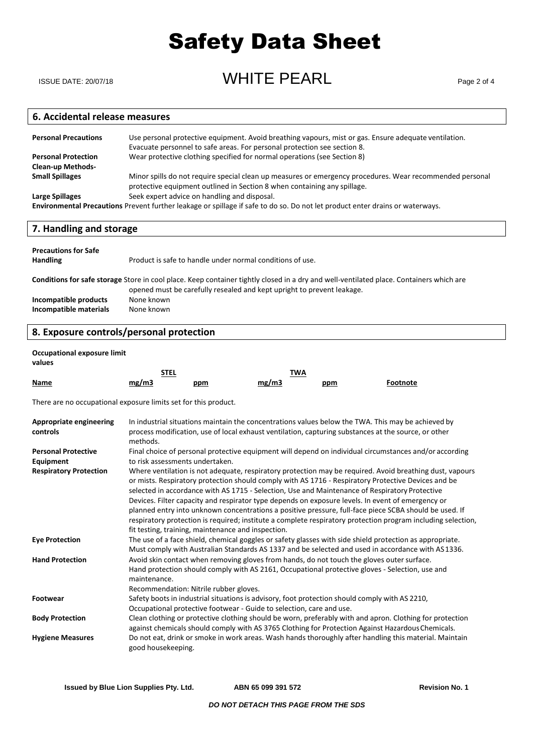## 6. Accidental release measures

**Personal Precautions** Use personal protective equipment. Avoid breathing vapours, mist or gas. Ensure adequate ventilation. Evacuate personnel to safe areas. For personal protection see section 8.

**Personal Protection** Wear protective clothing specified for normal operations (see Section 8)

**Clean-up Methods-**

**Small Spillages** Minor spills do not require special clean up measures or emergency procedures. Wear recommended personal protective equipment outlined in Section 8 when containing any spillage.

**Large Spillages** Seek expert advice on handling and disposal.

**Environmental Precautions** Prevent further leakage or spillage if safe to do so. Do not let product enter drains or waterways.

## 7. Handling and storage

**Precautions for Safe Handling** Product is safe to handle under normal conditions of use.

**Conditions for safe storage** Store in cool place. Keep container tightly closed in a dry and well-ventilated place. Containers which are opened must be carefully resealed and kept upright to prevent leakage.

**Incompatible products** None known

**Incompatible materials** None known

## 8. Exposure controls/personal protection

**Occupational exposure limit values**

| | STEL | | TWA | | |
|---|---|---|---|---|---|
| **Name** | **mg/m3** | **ppm** | **mg/m3** | **ppm** | **Footnote** |

There are no occupational exposure limits set for this product.

**Appropriate engineering controls** In industrial situations maintain the concentrations values below the TWA. This may be achieved by process modification, use of local exhaust ventilation, capturing substances at the source, or other methods.

**Personal Protective Equipment** Final choice of personal protective equipment will depend on individual circumstances and/or according to risk assessments undertaken.

**Respiratory Protection** Where ventilation is not adequate, respiratory protection may be required. Avoid breathing dust, vapours or mists. Respiratory protection should comply with AS 1716 - Respiratory Protective Devices and be selected in accordance with AS 1715 - Selection, Use and Maintenance of Respiratory Protective Devices. Filter capacity and respirator type depends on exposure levels. In event of emergency or planned entry into unknown concentrations a positive pressure, full-face piece SCBA should be used. If respiratory protection is required; institute a complete respiratory protection program including selection, fit testing, training, maintenance and inspection.

**Eye Protection** The use of a face shield, chemical goggles or safety glasses with side shield protection as appropriate. Must comply with Australian Standards AS 1337 and be selected and used in accordance with AS 1336.

**Hand Protection** Avoid skin contact when removing gloves from hands, do not touch the gloves outer surface. Hand protection should comply with AS 2161, Occupational protective gloves - Selection, use and maintenance.
Recommendation: Nitrile rubber gloves.

**Footwear** Safety boots in industrial situations is advisory, foot protection should comply with AS 2210, Occupational protective footwear - Guide to selection, care and use.

**Body Protection** Clean clothing or protective clothing should be worn, preferably with and apron. Clothing for protection against chemicals should comply with AS 3765 Clothing for Protection Against Hazardous Chemicals.

**Hygiene Measures** Do not eat, drink or smoke in work areas. Wash hands thoroughly after handling this material. Maintain good housekeeping.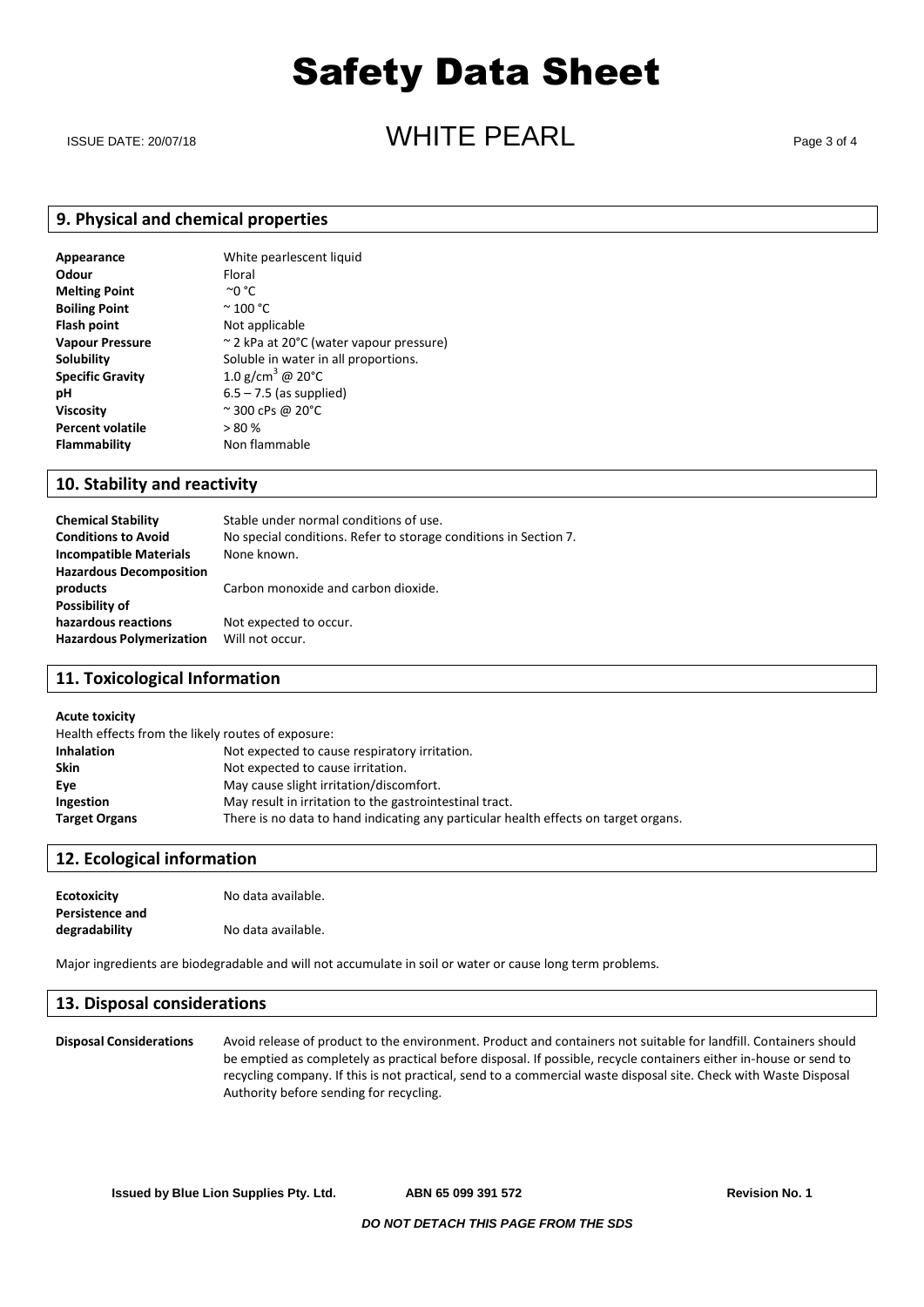## 9. Physical and chemical properties

| | |
|---|---|
| **Appearance** | White pearlescent liquid |
| **Odour** | Floral |
| **Melting Point** | ~0 °C |
| **Boiling Point** | ~ 100 °C |
| **Flash point** | Not applicable |
| **Vapour Pressure** | ~ 2 kPa at 20°C (water vapour pressure) |
| **Solubility** | Soluble in water in all proportions. |
| **Specific Gravity** | 1.0 g/cm$^3$ @ 20°C |
| **pH** | 6.5 – 7.5 (as supplied) |
| **Viscosity** | ~ 300 cPs @ 20°C |
| **Percent volatile** | > 80 % |
| **Flammability** | Non flammable |

## 10. Stability and reactivity

| | |
|---|---|
| **Chemical Stability** | Stable under normal conditions of use. |
| **Conditions to Avoid** | No special conditions. Refer to storage conditions in Section 7. |
| **Incompatible Materials** | None known. |
| **Hazardous Decomposition products** | Carbon monoxide and carbon dioxide. |
| **Possibility of hazardous reactions** | Not expected to occur. |
| **Hazardous Polymerization** | Will not occur. |

## 11. Toxicological Information

**Acute toxicity**

Health effects from the likely routes of exposure:

| | |
|---|---|
| **Inhalation** | Not expected to cause respiratory irritation. |
| **Skin** | Not expected to cause irritation. |
| **Eye** | May cause slight irritation/discomfort. |
| **Ingestion** | May result in irritation to the gastrointestinal tract. |
| **Target Organs** | There is no data to hand indicating any particular health effects on target organs. |

## 12. Ecological information

| | |
|---|---|
| **Ecotoxicity** | No data available. |
| **Persistence and degradability** | No data available. |

Major ingredients are biodegradable and will not accumulate in soil or water or cause long term problems.

## 13. Disposal considerations

**Disposal Considerations** Avoid release of product to the environment. Product and containers not suitable for landfill. Containers should be emptied as completely as practical before disposal. If possible, recycle containers either in-house or send to recycling company. If this is not practical, send to a commercial waste disposal site. Check with Waste Disposal Authority before sending for recycling.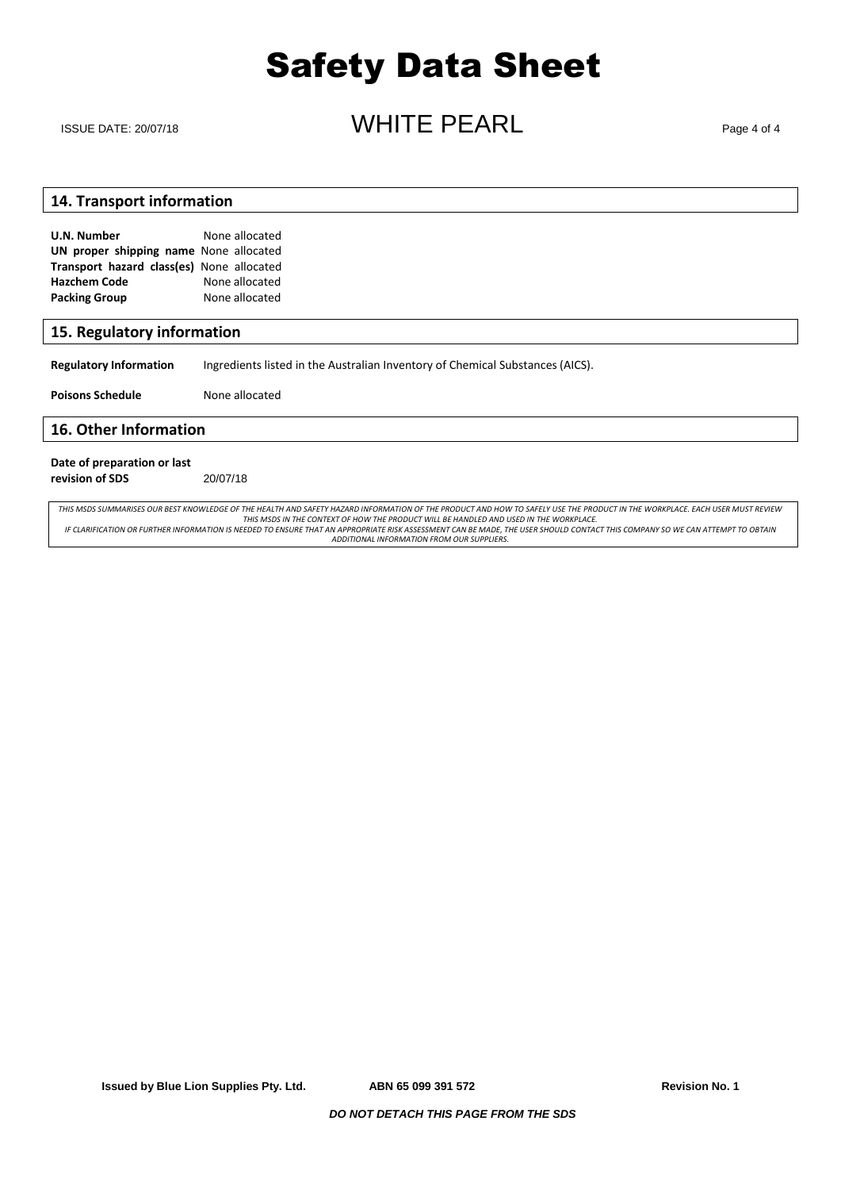## 14. Transport information

| | |
|---|---|
| **U.N. Number** | None allocated |
| **UN proper shipping name** | None allocated |
| **Transport hazard class(es)** | None allocated |
| **Hazchem Code** | None allocated |
| **Packing Group** | None allocated |

## 15. Regulatory information

| | |
|---|---|
| **Regulatory Information** | Ingredients listed in the Australian Inventory of Chemical Substances (AICS). |
| **Poisons Schedule** | None allocated |

## 16. Other Information

| | |
|---|---|
| **Date of preparation or last revision of SDS** | 20/07/18 |

*THIS MSDS SUMMARISES OUR BEST KNOWLEDGE OF THE HEALTH AND SAFETY HAZARD INFORMATION OF THE PRODUCT AND HOW TO SAFELY USE THE PRODUCT IN THE WORKPLACE. EACH USER MUST REVIEW THIS MSDS IN THE CONTEXT OF HOW THE PRODUCT WILL BE HANDLED AND USED IN THE WORKPLACE.*
*IF CLARIFICATION OR FURTHER INFORMATION IS NEEDED TO ENSURE THAT AN APPROPRIATE RISK ASSESSMENT CAN BE MADE, THE USER SHOULD CONTACT THIS COMPANY SO WE CAN ATTEMPT TO OBTAIN ADDITIONAL INFORMATION FROM OUR SUPPLIERS.*